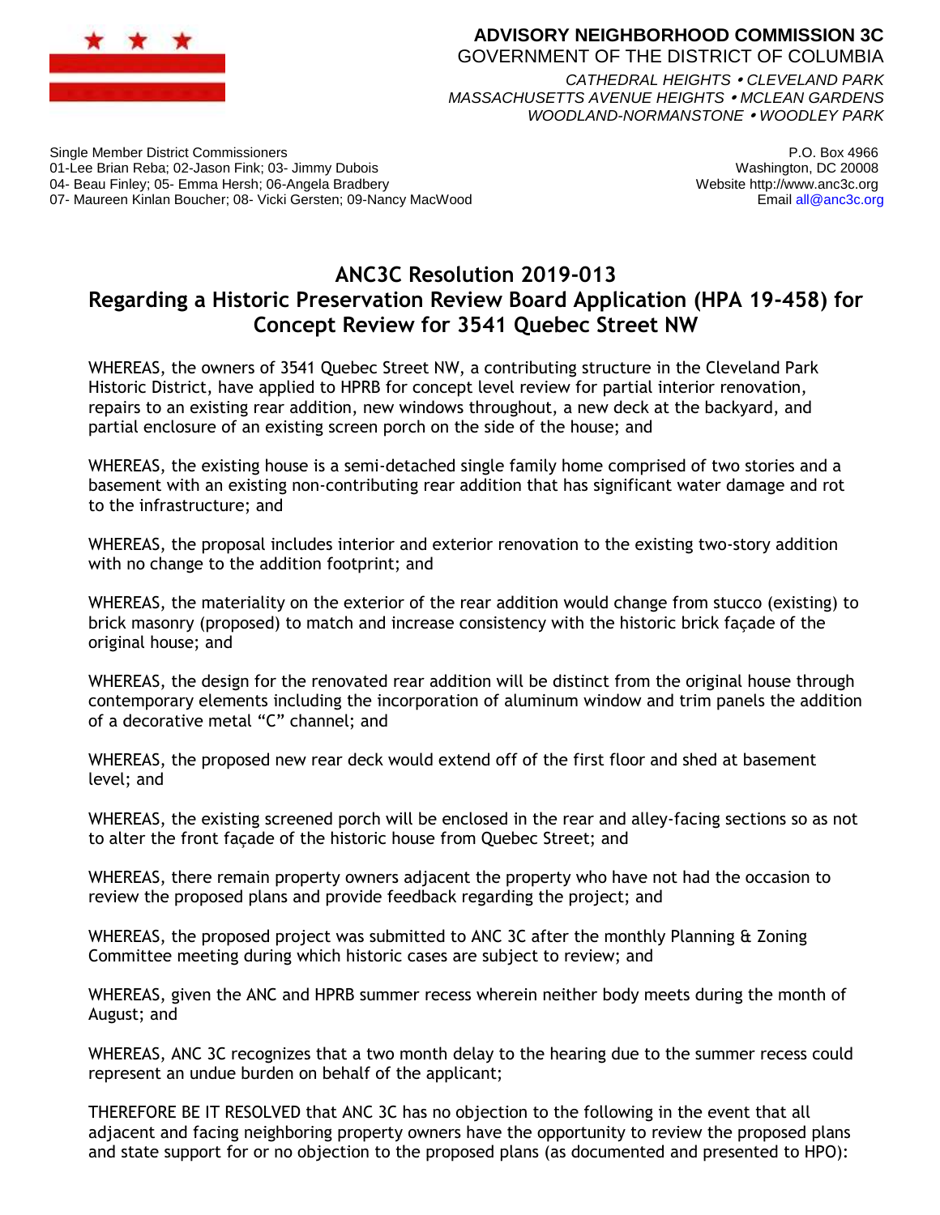**ADVISORY NEIGHBORHOOD COMMISSION 3C**
GOVERNMENT OF THE DISTRICT OF COLUMBIA
*CATHEDRAL HEIGHTS • CLEVELAND PARK*
*MASSACHUSETTS AVENUE HEIGHTS • MCLEAN GARDENS*
*WOODLAND-NORMANSTONE • WOODLEY PARK*

Single Member District Commissioners
01-Lee Brian Reba; 02-Jason Fink; 03- Jimmy Dubois
04- Beau Finley; 05- Emma Hersh; 06-Angela Bradbery
07- Maureen Kinlan Boucher; 08- Vicki Gersten; 09-Nancy MacWood

P.O. Box 4966
Washington, DC 20008
Website http://www.anc3c.org
Email all@anc3c.org

# ANC3C Resolution 2019-013
## Regarding a Historic Preservation Review Board Application (HPA 19-458) for Concept Review for 3541 Quebec Street NW

WHEREAS, the owners of 3541 Quebec Street NW, a contributing structure in the Cleveland Park Historic District, have applied to HPRB for concept level review for partial interior renovation, repairs to an existing rear addition, new windows throughout, a new deck at the backyard, and partial enclosure of an existing screen porch on the side of the house; and

WHEREAS, the existing house is a semi-detached single family home comprised of two stories and a basement with an existing non-contributing rear addition that has significant water damage and rot to the infrastructure; and

WHEREAS, the proposal includes interior and exterior renovation to the existing two-story addition with no change to the addition footprint; and

WHEREAS, the materiality on the exterior of the rear addition would change from stucco (existing) to brick masonry (proposed) to match and increase consistency with the historic brick façade of the original house; and

WHEREAS, the design for the renovated rear addition will be distinct from the original house through contemporary elements including the incorporation of aluminum window and trim panels the addition of a decorative metal “C” channel; and

WHEREAS, the proposed new rear deck would extend off of the first floor and shed at basement level; and

WHEREAS, the existing screened porch will be enclosed in the rear and alley-facing sections so as not to alter the front façade of the historic house from Quebec Street; and

WHEREAS, there remain property owners adjacent the property who have not had the occasion to review the proposed plans and provide feedback regarding the project; and

WHEREAS, the proposed project was submitted to ANC 3C after the monthly Planning & Zoning Committee meeting during which historic cases are subject to review; and

WHEREAS, given the ANC and HPRB summer recess wherein neither body meets during the month of August; and

WHEREAS, ANC 3C recognizes that a two month delay to the hearing due to the summer recess could represent an undue burden on behalf of the applicant;

THEREFORE BE IT RESOLVED that ANC 3C has no objection to the following in the event that all adjacent and facing neighboring property owners have the opportunity to review the proposed plans and state support for or no objection to the proposed plans (as documented and presented to HPO):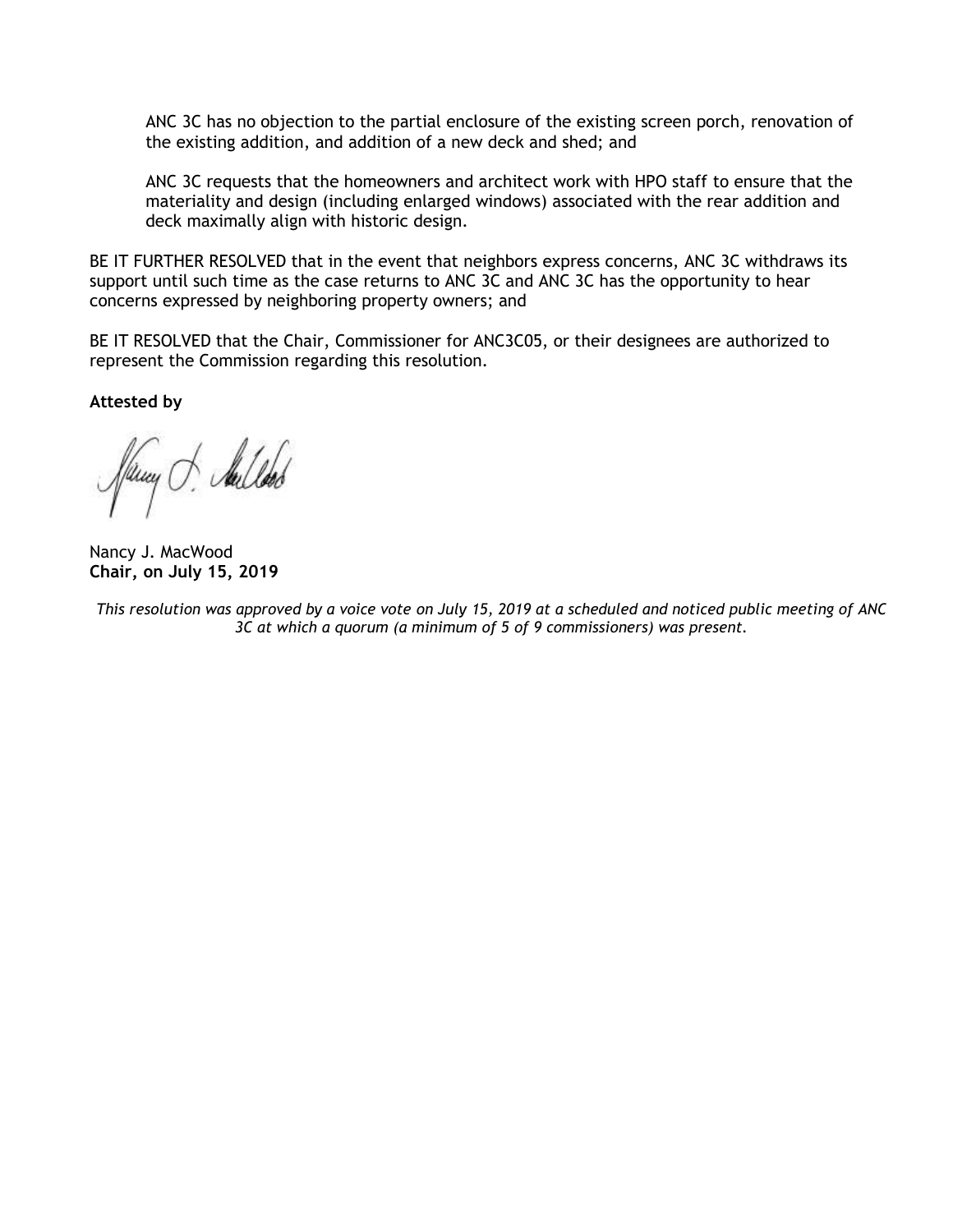ANC 3C has no objection to the partial enclosure of the existing screen porch, renovation of the existing addition, and addition of a new deck and shed; and

ANC 3C requests that the homeowners and architect work with HPO staff to ensure that the materiality and design (including enlarged windows) associated with the rear addition and deck maximally align with historic design.

BE IT FURTHER RESOLVED that in the event that neighbors express concerns, ANC 3C withdraws its support until such time as the case returns to ANC 3C and ANC 3C has the opportunity to hear concerns expressed by neighboring property owners; and

BE IT RESOLVED that the Chair, Commissioner for ANC3C05, or their designees are authorized to represent the Commission regarding this resolution.

**Attested by**

Nancy J. MacWood
**Chair, on July 15, 2019**

*This resolution was approved by a voice vote on July 15, 2019 at a scheduled and noticed public meeting of ANC 3C at which a quorum (a minimum of 5 of 9 commissioners) was present.*